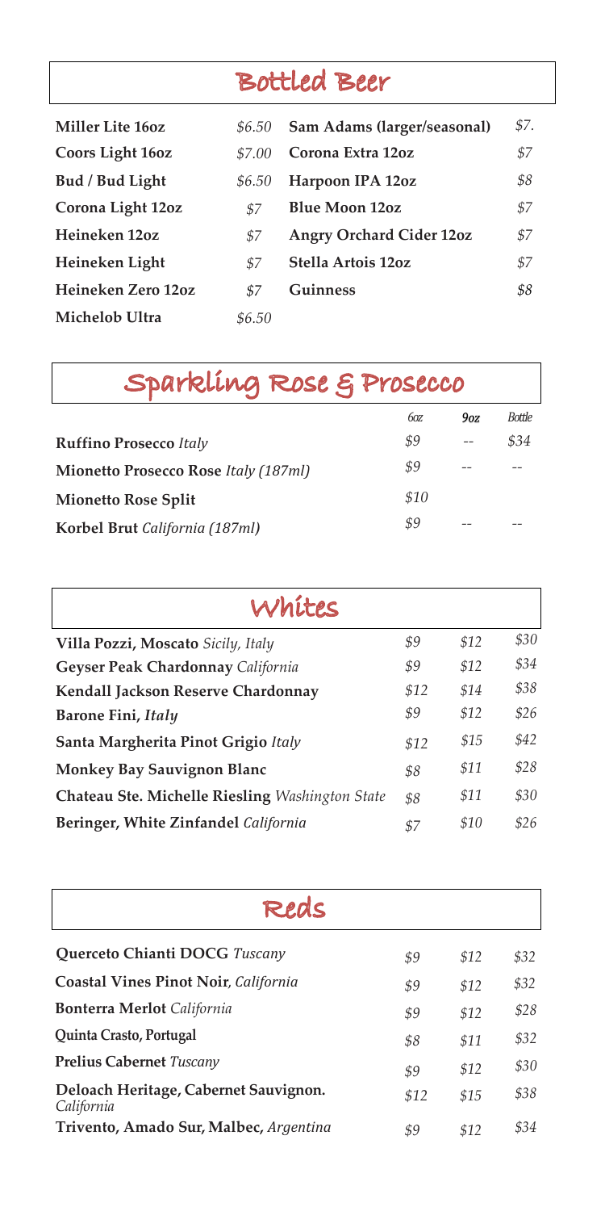## Bottled Beer

| | | | |
|---|---|---|---|
| **Miller Lite 16oz** | *$6.50* | **Sam Adams (larger/seasonal)** | *$7.* |
| **Coors Light 16oz** | *$7.00* | **Corona Extra 12oz** | *$7* |
| **Bud / Bud Light** | *$6.50* | **Harpoon IPA 12oz** | *$8* |
| **Corona Light 12oz** | *$7* | **Blue Moon 12oz** | *$7* |
| **Heineken 12oz** | *$7* | **Angry Orchard Cider 12oz** | *$7* |
| **Heineken Light** | *$7* | **Stella Artois 12oz** | *$7* |
| **Heineken Zero 12oz** | *$7* | **Guinness** | *$8* |
| **Michelob Ultra** | *$6.50* | | |

## Sparkling Rose & Prosecco

| | *6oz* | *9oz* | *Bottle* |
|---|---|---|---|
| **Ruffino Prosecco** *Italy* | *$9* | -- | *$34* |
| **Mionetto Prosecco Rose** *Italy (187ml)* | *$9* | -- | -- |
| **Mionetto Rose Split** | *$10* | | |
| **Korbel Brut** *California (187ml)* | *$9* | -- | -- |

## Whites

| | | | |
|---|---|---|---|
| **Villa Pozzi, Moscato** *Sicily, Italy* | *$9* | *$12* | *$30* |
| **Geyser Peak Chardonnay** *California* | *$9* | *$12* | *$34* |
| **Kendall Jackson Reserve Chardonnay** | *$12* | *$14* | *$38* |
| **Barone Fini,** ***Italy*** | *$9* | *$12* | *$26* |
| **Santa Margherita Pinot Grigio** *Italy* | *$12* | *$15* | *$42* |
| **Monkey Bay Sauvignon Blanc** | *$8* | *$11* | *$28* |
| **Chateau Ste. Michelle Riesling** *Washington State* | *$8* | *$11* | *$30* |
| **Beringer, White Zinfandel** *California* | *$7* | *$10* | *$26* |

## Reds

| | | | |
|---|---|---|---|
| **Querceto Chianti DOCG** *Tuscany* | *$9* | *$12* | *$32* |
| **Coastal Vines Pinot Noir**, *California* | *$9* | *$12* | *$32* |
| **Bonterra Merlot** *California* | *$9* | *$12* | *$28* |
| **Quinta Crasto, Portugal** | *$8* | *$11* | *$32* |
| **Prelius Cabernet** *Tuscany* | *$9* | *$12* | *$30* |
| **Deloach Heritage, Cabernet Sauvignon.** *California* | *$12* | *$15* | *$38* |
| **Trivento, Amado Sur, Malbec,** *Argentina* | *$9* | *$12* | *$34* |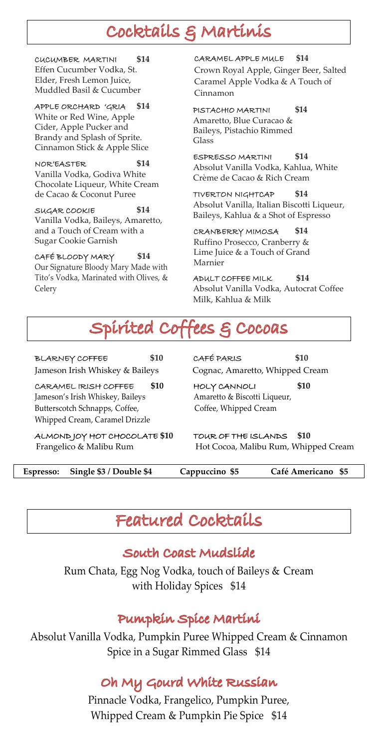# Cocktails & Martinis

**CUCUMBER MARTINI** **$14**
Effen Cucumber Vodka, St. Elder, Fresh Lemon Juice, Muddled Basil & Cucumber

**APPLE ORCHARD 'GRIA** **$14**
White or Red Wine, Apple Cider, Apple Pucker and Brandy and Splash of Sprite. Cinnamon Stick & Apple Slice

**NOR'EASTER** **$14**
Vanilla Vodka, Godiva White Chocolate Liqueur, White Cream de Cacao & Coconut Puree

**SUGAR COOKIE** **$14**
Vanilla Vodka, Baileys, Amaretto, and a Touch of Cream with a Sugar Cookie Garnish

**CAFÉ BLOODY MARY** **$14**
Our Signature Bloody Mary Made with Tito's Vodka, Marinated with Olives, & Celery

**CARAMEL APPLE MULE** **$14**
Crown Royal Apple, Ginger Beer, Salted Caramel Apple Vodka & A Touch of Cinnamon

**PISTACHIO MARTINI** **$14**
Amaretto, Blue Curacao & Baileys, Pistachio Rimmed Glass

**ESPRESSO MARTINI** **$14**
Absolut Vanilla Vodka, Kahlua, White Crème de Cacao & Rich Cream

**TIVERTON NIGHTCAP** **$14**
Absolut Vanilla, Italian Biscotti Liqueur, Baileys, Kahlua & a Shot of Espresso

**CRANBERRY MIMOSA** **$14**
Ruffino Prosecco, Cranberry & Lime Juice & a Touch of Grand Marnier

**ADULT COFFEE MILK** **$14**
Absolut Vanilla Vodka, Autocrat Coffee Milk, Kahlua & Milk

# Spirited Coffees & Cocoas

**BLARNEY COFFEE** **$10**
Jameson Irish Whiskey & Baileys

**CARAMEL IRISH COFFEE** **$10**
Jameson's Irish Whiskey, Baileys Butterscotch Schnapps, Coffee, Whipped Cream, Caramel Drizzle

**ALMOND JOY HOT CHOCOLATE** **$10**
Frangelico & Malibu Rum

**CAFÉ PARIS** **$10**
Cognac, Amaretto, Whipped Cream

**HOLY CANNOLI** **$10**
Amaretto & Biscotti Liqueur, Coffee, Whipped Cream

**TOUR OF THE ISLANDS** **$10**
Hot Cocoa, Malibu Rum, Whipped Cream

**Espresso: Single $3 / Double $4** | **Cappuccino $5** | **Café Americano $5**

# Featured Cocktails

## South Coast Mudslide

Rum Chata, Egg Nog Vodka, touch of Baileys & Cream with Holiday Spices $14

## Pumpkin Spice Martini

Absolut Vanilla Vodka, Pumpkin Puree Whipped Cream & Cinnamon Spice in a Sugar Rimmed Glass $14

## Oh My Gourd White Russian

Pinnacle Vodka, Frangelico, Pumpkin Puree, Whipped Cream & Pumpkin Pie Spice $14